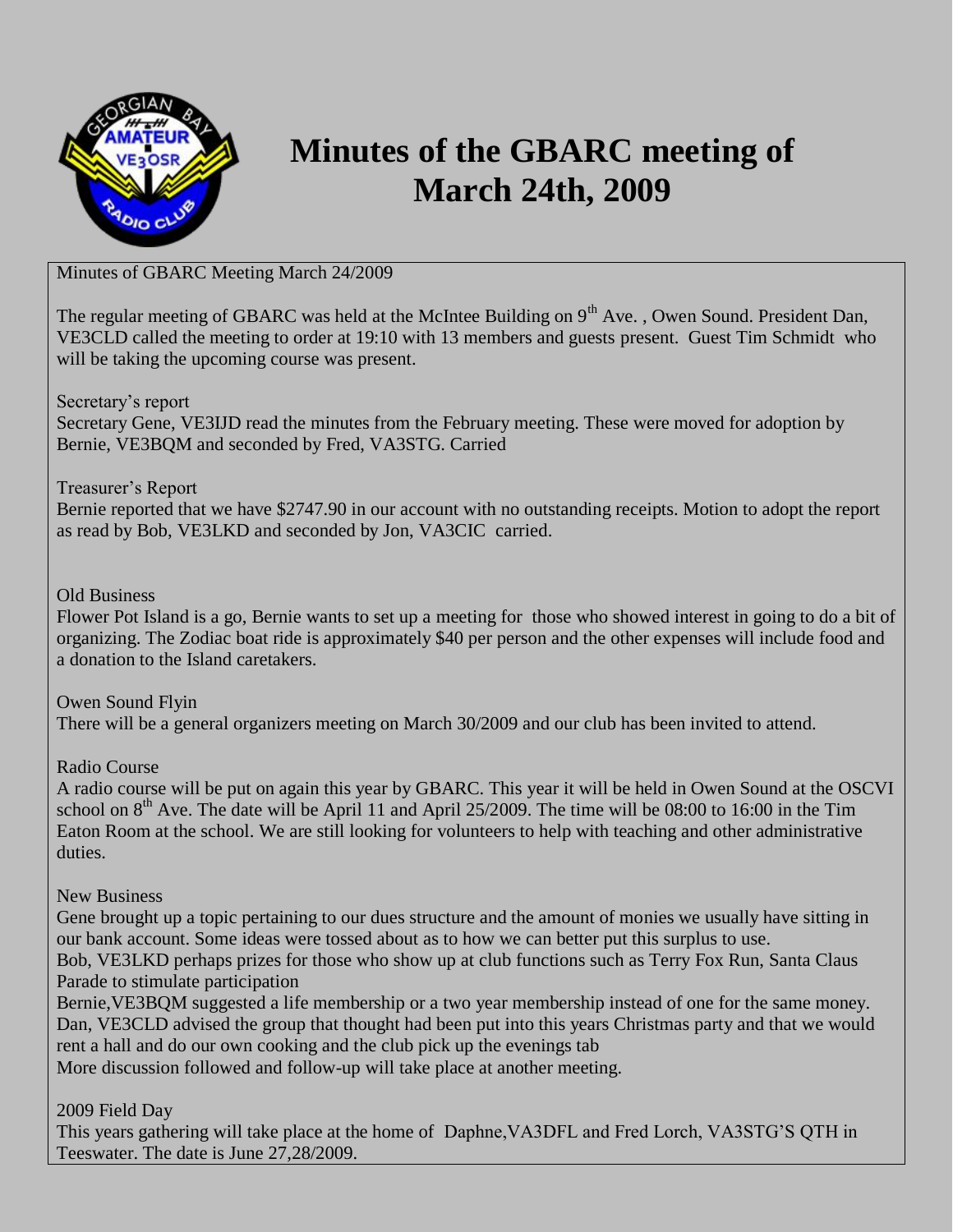# Minutes of the GBARC meeting of March 24th, 2009

Minutes of GBARC Meeting March 24/2009

The regular meeting of GBARC was held at the McIntee Building on 9th Ave. , Owen Sound. President Dan, VE3CLD called the meeting to order at 19:10 with 13 members and guests present. Guest Tim Schmidt who will be taking the upcoming course was present.

Secretary's report

Secretary Gene, VE3IJD read the minutes from the February meeting. These were moved for adoption by Bernie, VE3BQM and seconded by Fred, VA3STG. Carried

Treasurer's Report

Bernie reported that we have $2747.90 in our account with no outstanding receipts. Motion to adopt the report as read by Bob, VE3LKD and seconded by Jon, VA3CIC carried.

Old Business

Flower Pot Island is a go, Bernie wants to set up a meeting for those who showed interest in going to do a bit of organizing. The Zodiac boat ride is approximately $40 per person and the other expenses will include food and a donation to the Island caretakers.

Owen Sound Flyin

There will be a general organizers meeting on March 30/2009 and our club has been invited to attend.

Radio Course

A radio course will be put on again this year by GBARC. This year it will be held in Owen Sound at the OSCVI school on 8th Ave. The date will be April 11 and April 25/2009. The time will be 08:00 to 16:00 in the Tim Eaton Room at the school. We are still looking for volunteers to help with teaching and other administrative duties.

New Business

Gene brought up a topic pertaining to our dues structure and the amount of monies we usually have sitting in our bank account. Some ideas were tossed about as to how we can better put this surplus to use.

Bob, VE3LKD perhaps prizes for those who show up at club functions such as Terry Fox Run, Santa Claus Parade to stimulate participation

Bernie,VE3BQM suggested a life membership or a two year membership instead of one for the same money.

Dan, VE3CLD advised the group that thought had been put into this years Christmas party and that we would rent a hall and do our own cooking and the club pick up the evenings tab

More discussion followed and follow-up will take place at another meeting.

2009 Field Day

This years gathering will take place at the home of Daphne,VA3DFL and Fred Lorch, VA3STG'S QTH in Teeswater. The date is June 27,28/2009.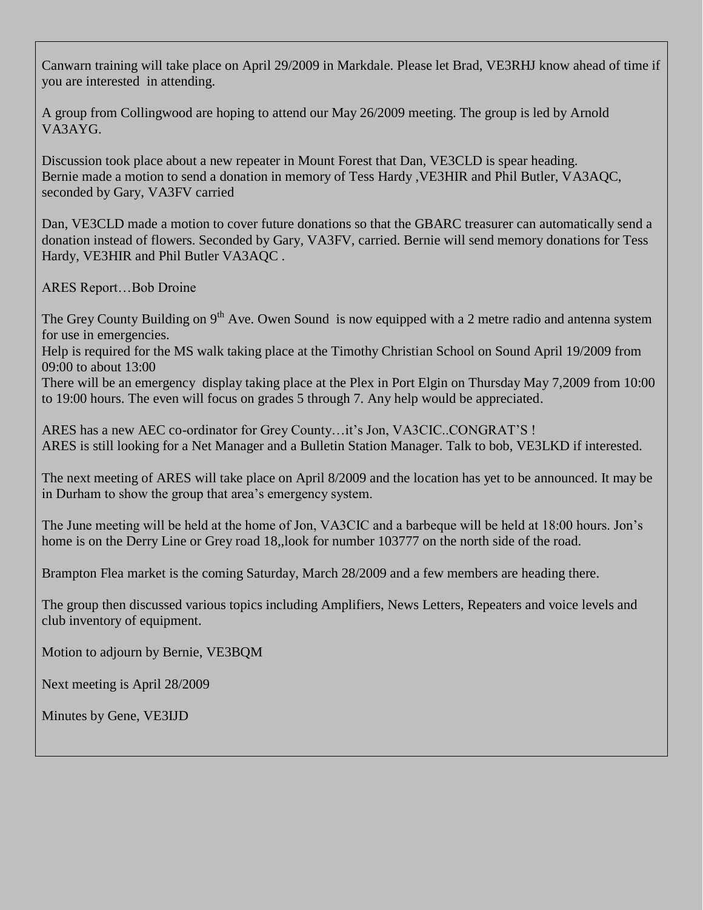Canwarn training will take place on April 29/2009 in Markdale. Please let Brad, VE3RHJ know ahead of time if you are interested in attending.

A group from Collingwood are hoping to attend our May 26/2009 meeting. The group is led by Arnold VA3AYG.

Discussion took place about a new repeater in Mount Forest that Dan, VE3CLD is spear heading.
Bernie made a motion to send a donation in memory of Tess Hardy ,VE3HIR and Phil Butler, VA3AQC, seconded by Gary, VA3FV carried

Dan, VE3CLD made a motion to cover future donations so that the GBARC treasurer can automatically send a donation instead of flowers. Seconded by Gary, VA3FV, carried. Bernie will send memory donations for Tess Hardy, VE3HIR and Phil Butler VA3AQC .

ARES Report…Bob Droine

The Grey County Building on 9th Ave. Owen Sound is now equipped with a 2 metre radio and antenna system for use in emergencies.
Help is required for the MS walk taking place at the Timothy Christian School on Sound April 19/2009 from 09:00 to about 13:00
There will be an emergency display taking place at the Plex in Port Elgin on Thursday May 7,2009 from 10:00 to 19:00 hours. The even will focus on grades 5 through 7. Any help would be appreciated.

ARES has a new AEC co-ordinator for Grey County…it's Jon, VA3CIC..CONGRAT'S !
ARES is still looking for a Net Manager and a Bulletin Station Manager. Talk to bob, VE3LKD if interested.

The next meeting of ARES will take place on April 8/2009 and the location has yet to be announced. It may be in Durham to show the group that area's emergency system.

The June meeting will be held at the home of Jon, VA3CIC and a barbeque will be held at 18:00 hours. Jon's home is on the Derry Line or Grey road 18,,look for number 103777 on the north side of the road.

Brampton Flea market is the coming Saturday, March 28/2009 and a few members are heading there.

The group then discussed various topics including Amplifiers, News Letters, Repeaters and voice levels and club inventory of equipment.

Motion to adjourn by Bernie, VE3BQM

Next meeting is April 28/2009

Minutes by Gene, VE3IJD